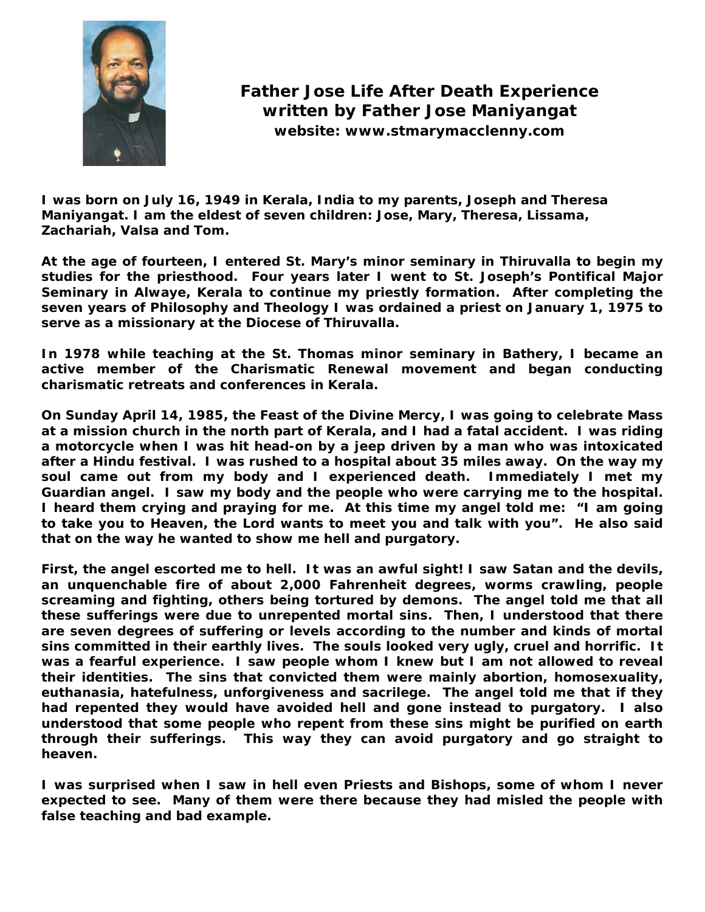# Father Jose Life After Death Experience
## written by Father Jose Maniyangat
### website: www.stmarymacclenny.com

I was born on July 16, 1949 in Kerala, India to my parents, Joseph and Theresa Maniyangat. I am the eldest of seven children: Jose, Mary, Theresa, Lissama, Zachariah, Valsa and Tom.

At the age of fourteen, I entered St. Mary's minor seminary in Thiruvalla to begin my studies for the priesthood. Four years later I went to St. Joseph's Pontifical Major Seminary in Alwaye, Kerala to continue my priestly formation. After completing the seven years of Philosophy and Theology I was ordained a priest on January 1, 1975 to serve as a missionary at the Diocese of Thiruvalla.

In 1978 while teaching at the St. Thomas minor seminary in Bathery, I became an active member of the Charismatic Renewal movement and began conducting charismatic retreats and conferences in Kerala.

On Sunday April 14, 1985, the Feast of the Divine Mercy, I was going to celebrate Mass at a mission church in the north part of Kerala, and I had a fatal accident. I was riding a motorcycle when I was hit head-on by a jeep driven by a man who was intoxicated after a Hindu festival. I was rushed to a hospital about 35 miles away. On the way my soul came out from my body and I experienced death. Immediately I met my Guardian angel. I saw my body and the people who were carrying me to the hospital. I heard them crying and praying for me. At this time my angel told me: "I am going to take you to Heaven, the Lord wants to meet you and talk with you". He also said that on the way he wanted to show me hell and purgatory.

First, the angel escorted me to hell. It was an awful sight! I saw Satan and the devils, an unquenchable fire of about 2,000 Fahrenheit degrees, worms crawling, people screaming and fighting, others being tortured by demons. The angel told me that all these sufferings were due to unrepented mortal sins. Then, I understood that there are seven degrees of suffering or levels according to the number and kinds of mortal sins committed in their earthly lives. The souls looked very ugly, cruel and horrific. It was a fearful experience. I saw people whom I knew but I am not allowed to reveal their identities. The sins that convicted them were mainly abortion, homosexuality, euthanasia, hatefulness, unforgiveness and sacrilege. The angel told me that if they had repented they would have avoided hell and gone instead to purgatory. I also understood that some people who repent from these sins might be purified on earth through their sufferings. This way they can avoid purgatory and go straight to heaven.

I was surprised when I saw in hell even Priests and Bishops, some of whom I never expected to see. Many of them were there because they had misled the people with false teaching and bad example.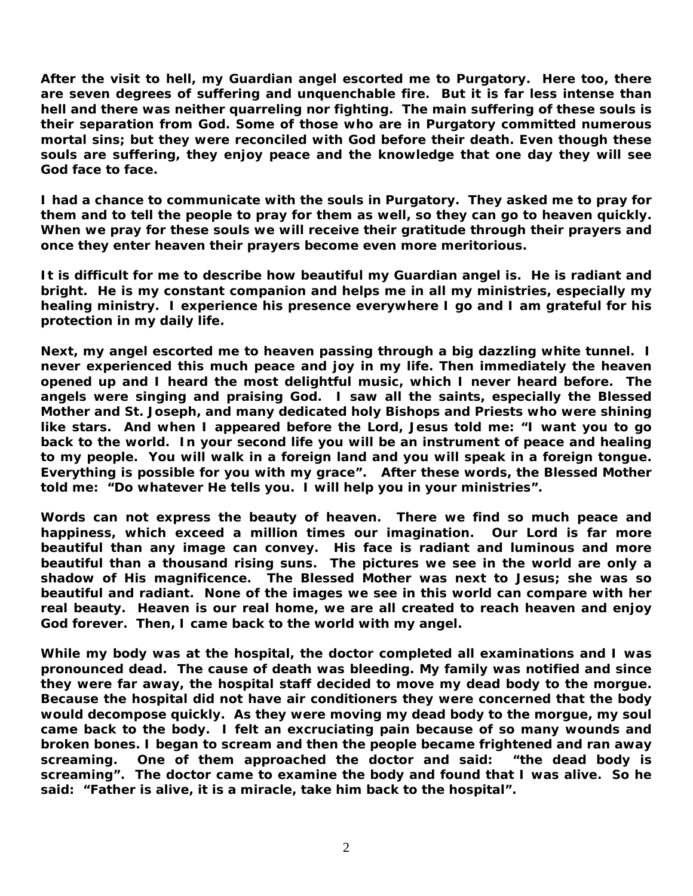**After the visit to hell, my Guardian angel escorted me to Purgatory. Here too, there are seven degrees of suffering and unquenchable fire. But it is far less intense than hell and there was neither quarreling nor fighting. The main suffering of these souls is their separation from God. Some of those who are in Purgatory committed numerous mortal sins; but they were reconciled with God before their death. Even though these souls are suffering, they enjoy peace and the knowledge that one day they will see God face to face.**

**I had a chance to communicate with the souls in Purgatory. They asked me to pray for them and to tell the people to pray for them as well, so they can go to heaven quickly. When we pray for these souls we will receive their gratitude through their prayers and once they enter heaven their prayers become even more meritorious.**

**It is difficult for me to describe how beautiful my Guardian angel is. He is radiant and bright. He is my constant companion and helps me in all my ministries, especially my healing ministry. I experience his presence everywhere I go and I am grateful for his protection in my daily life.**

**Next, my angel escorted me to heaven passing through a big dazzling white tunnel. I never experienced this much peace and joy in my life. Then immediately the heaven opened up and I heard the most delightful music, which I never heard before. The angels were singing and praising God. I saw all the saints, especially the Blessed Mother and St. Joseph, and many dedicated holy Bishops and Priests who were shining like stars. And when I appeared before the Lord, Jesus told me: "I want you to go back to the world. In your second life you will be an instrument of peace and healing to my people. You will walk in a foreign land and you will speak in a foreign tongue. Everything is possible for you with my grace". After these words, the Blessed Mother told me: "Do whatever He tells you. I will help you in your ministries".**

**Words can not express the beauty of heaven. There we find so much peace and happiness, which exceed a million times our imagination. Our Lord is far more beautiful than any image can convey. His face is radiant and luminous and more beautiful than a thousand rising suns. The pictures we see in the world are only a shadow of His magnificence. The Blessed Mother was next to Jesus; she was so beautiful and radiant. None of the images we see in this world can compare with her real beauty. Heaven is our real home, we are all created to reach heaven and enjoy God forever. Then, I came back to the world with my angel.**

**While my body was at the hospital, the doctor completed all examinations and I was pronounced dead. The cause of death was bleeding. My family was notified and since they were far away, the hospital staff decided to move my dead body to the morgue. Because the hospital did not have air conditioners they were concerned that the body would decompose quickly. As they were moving my dead body to the morgue, my soul came back to the body. I felt an excruciating pain because of so many wounds and broken bones. I began to scream and then the people became frightened and ran away screaming. One of them approached the doctor and said: "the dead body is screaming". The doctor came to examine the body and found that I was alive. So he said: "Father is alive, it is a miracle, take him back to the hospital".**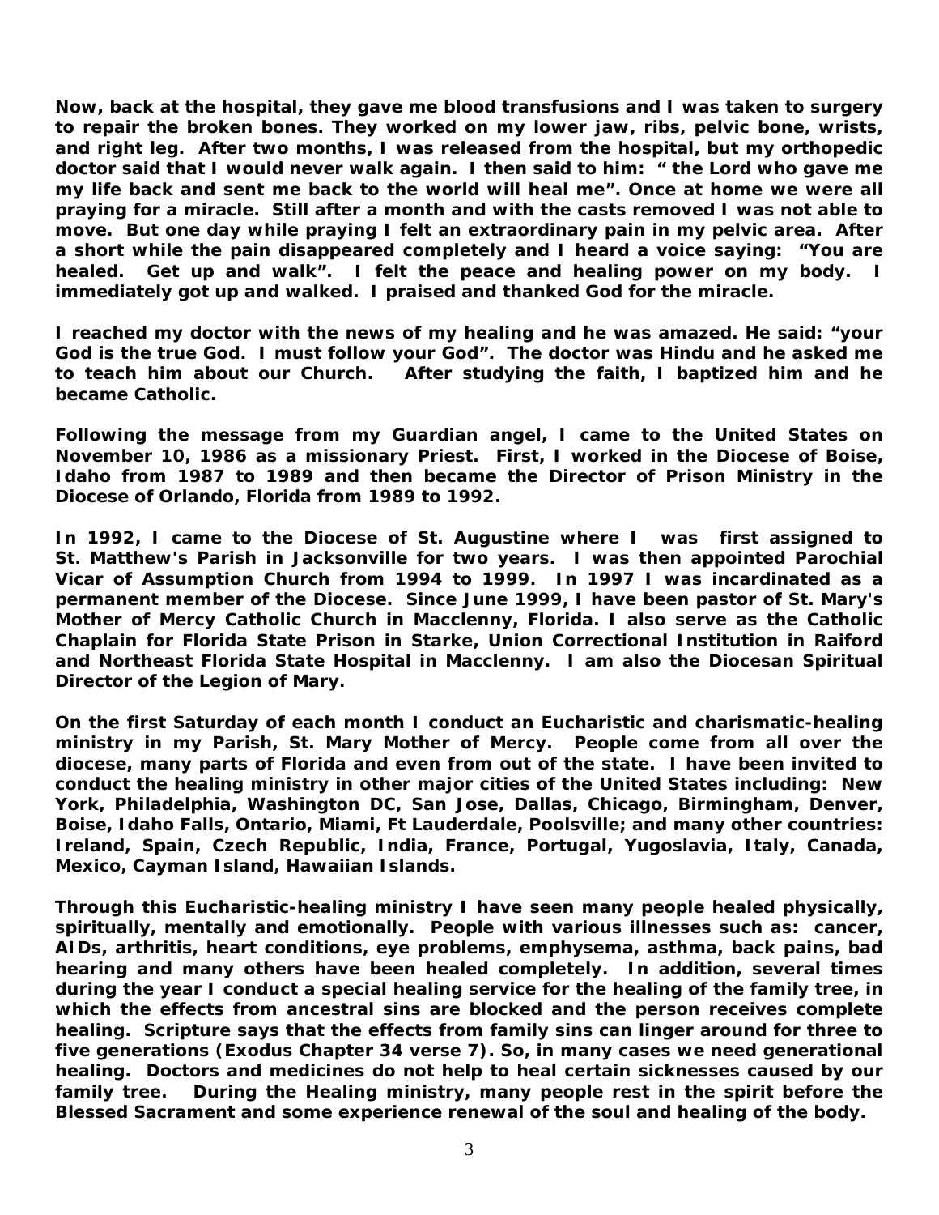**Now, back at the hospital, they gave me blood transfusions and I was taken to surgery to repair the broken bones. They worked on my lower jaw, ribs, pelvic bone, wrists, and right leg. After two months, I was released from the hospital, but my orthopedic doctor said that I would never walk again. I then said to him: " the Lord who gave me my life back and sent me back to the world will heal me". Once at home we were all praying for a miracle. Still after a month and with the casts removed I was not able to move. But one day while praying I felt an extraordinary pain in my pelvic area. After a short while the pain disappeared completely and I heard a voice saying: "You are healed. Get up and walk". I felt the peace and healing power on my body. I immediately got up and walked. I praised and thanked God for the miracle.**

**I reached my doctor with the news of my healing and he was amazed. He said: "your God is the true God. I must follow your God". The doctor was Hindu and he asked me to teach him about our Church. After studying the faith, I baptized him and he became Catholic.**

**Following the message from my Guardian angel, I came to the United States on November 10, 1986 as a missionary Priest. First, I worked in the Diocese of Boise, Idaho from 1987 to 1989 and then became the Director of Prison Ministry in the Diocese of Orlando, Florida from 1989 to 1992.**

**In 1992, I came to the Diocese of St. Augustine where I was first assigned to St. Matthew's Parish in Jacksonville for two years. I was then appointed Parochial Vicar of Assumption Church from 1994 to 1999. In 1997 I was incardinated as a permanent member of the Diocese. Since June 1999, I have been pastor of St. Mary's Mother of Mercy Catholic Church in Macclenny, Florida. I also serve as the Catholic Chaplain for Florida State Prison in Starke, Union Correctional Institution in Raiford and Northeast Florida State Hospital in Macclenny. I am also the Diocesan Spiritual Director of the Legion of Mary.**

**On the first Saturday of each month I conduct an Eucharistic and charismatic-healing ministry in my Parish, St. Mary Mother of Mercy. People come from all over the diocese, many parts of Florida and even from out of the state. I have been invited to conduct the healing ministry in other major cities of the United States including: New York, Philadelphia, Washington DC, San Jose, Dallas, Chicago, Birmingham, Denver, Boise, Idaho Falls, Ontario, Miami, Ft Lauderdale, Poolsville; and many other countries: Ireland, Spain, Czech Republic, India, France, Portugal, Yugoslavia, Italy, Canada, Mexico, Cayman Island, Hawaiian Islands.**

**Through this Eucharistic-healing ministry I have seen many people healed physically, spiritually, mentally and emotionally. People with various illnesses such as: cancer, AIDs, arthritis, heart conditions, eye problems, emphysema, asthma, back pains, bad hearing and many others have been healed completely. In addition, several times during the year I conduct a special healing service for the healing of the family tree, in which the effects from ancestral sins are blocked and the person receives complete healing. Scripture says that the effects from family sins can linger around for three to five generations (Exodus Chapter 34 verse 7). So, in many cases we need generational healing. Doctors and medicines do not help to heal certain sicknesses caused by our family tree. During the Healing ministry, many people rest in the spirit before the Blessed Sacrament and some experience renewal of the soul and healing of the body.**